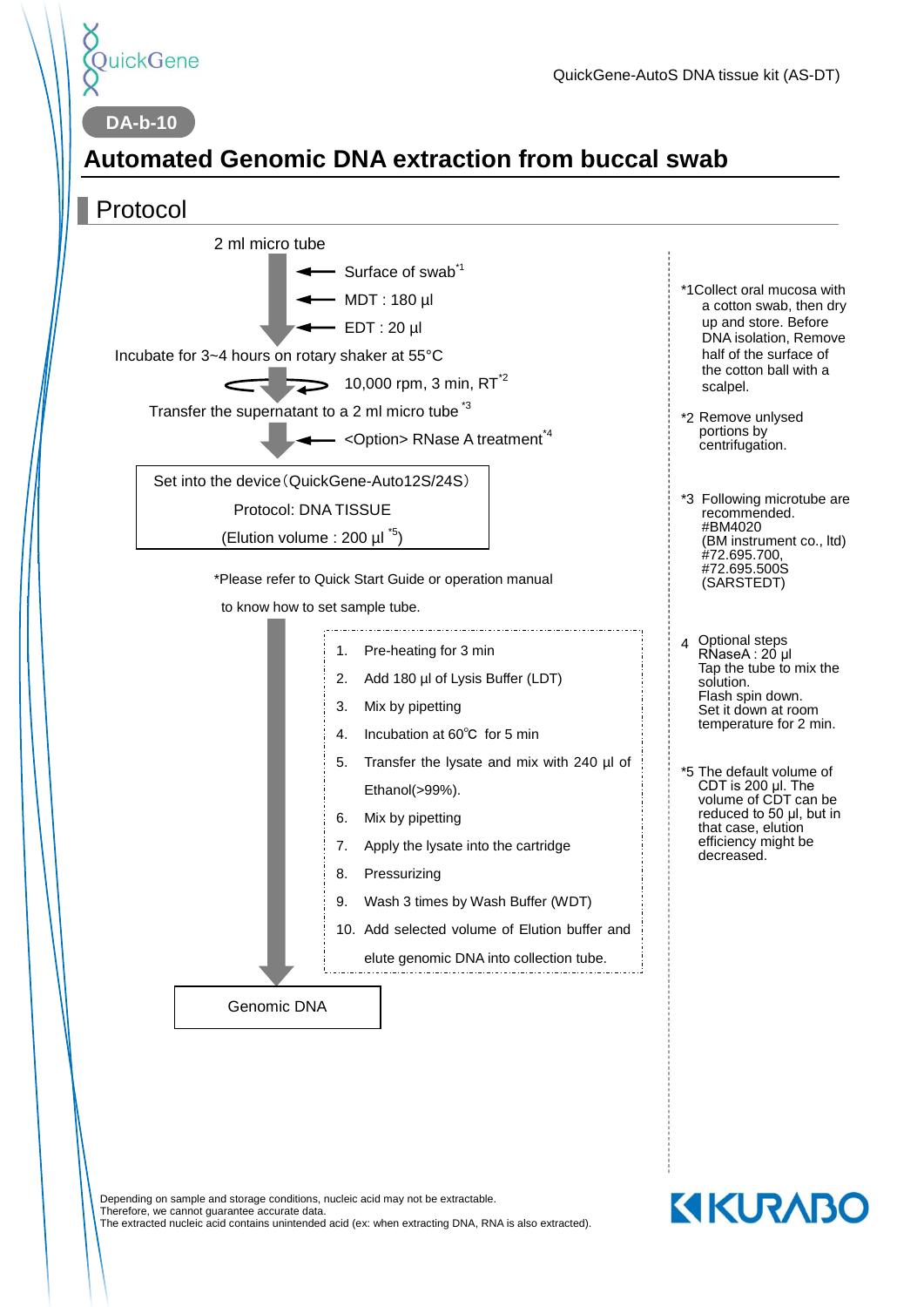QuickGene

QuickGene-AutoS DNA tissue kit (AS-DT)

DA-b-10

# Automated Genomic DNA extraction from buccal swab

## Protocol

2 ml micro tube

- Surface of swab[*1]
- MDT : 180 µl
- EDT : 20 µl

Incubate for 3~4 hours on rotary shaker at 55°C

10,000 rpm, 3 min, RT[*2]

Transfer the supernatant to a 2 ml micro tube [*3]

<Option> RNase A treatment[*4]

Set into the device（QuickGene-Auto12S/24S）

Protocol: DNA TISSUE

(Elution volume : 200 µl [*5])

*Please refer to Quick Start Guide or operation manual to know how to set sample tube.

1. Pre-heating for 3 min
2. Add 180 µl of Lysis Buffer (LDT)
3. Mix by pipetting
4. Incubation at 60℃ for 5 min
5. Transfer the lysate and mix with 240 µl of Ethanol(>99%).
6. Mix by pipetting
7. Apply the lysate into the cartridge
8. Pressurizing
9. Wash 3 times by Wash Buffer (WDT)
10. Add selected volume of Elution buffer and elute genomic DNA into collection tube.

Genomic DNA

*1 Collect oral mucosa with a cotton swab, then dry up and store. Before DNA isolation, Remove half of the surface of the cotton ball with a scalpel.

*2 Remove unlysed portions by centrifugation.

*3 Following microtube are recommended. #BM4020 (BM instrument co., ltd) #72.695.700, #72.695.500S (SARSTEDT)

4 Optional steps RNaseA : 20 µl Tap the tube to mix the solution. Flash spin down. Set it down at room temperature for 2 min.

*5 The default volume of CDT is 200 µl. The volume of CDT can be reduced to 50 µl, but in that case, elution efficiency might be decreased.

Depending on sample and storage conditions, nucleic acid may not be extractable.
Therefore, we cannot guarantee accurate data.
The extracted nucleic acid contains unintended acid (ex: when extracting DNA, RNA is also extracted).

KURABO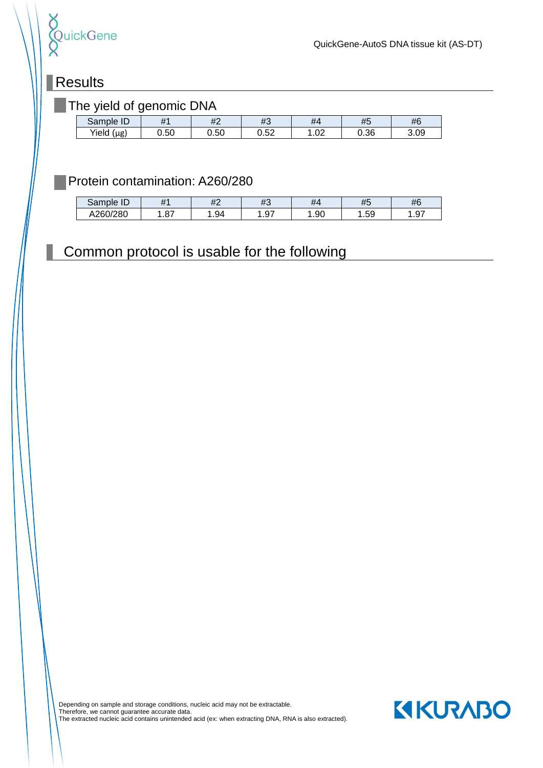# Results

## The yield of genomic DNA

| Sample ID | #1 | #2 | #3 | #4 | #5 | #6 |
|---|---|---|---|---|---|---|
| Yield (μg) | 0.50 | 0.50 | 0.52 | 1.02 | 0.36 | 3.09 |

## Protein contamination: A260/280

| Sample ID | #1 | #2 | #3 | #4 | #5 | #6 |
|---|---|---|---|---|---|---|
| A260/280 | 1.87 | 1.94 | 1.97 | 1.90 | 1.59 | 1.97 |

# Common protocol is usable for the following

Depending on sample and storage conditions, nucleic acid may not be extractable.
Therefore, we cannot guarantee accurate data.
The extracted nucleic acid contains unintended acid (ex: when extracting DNA, RNA is also extracted).